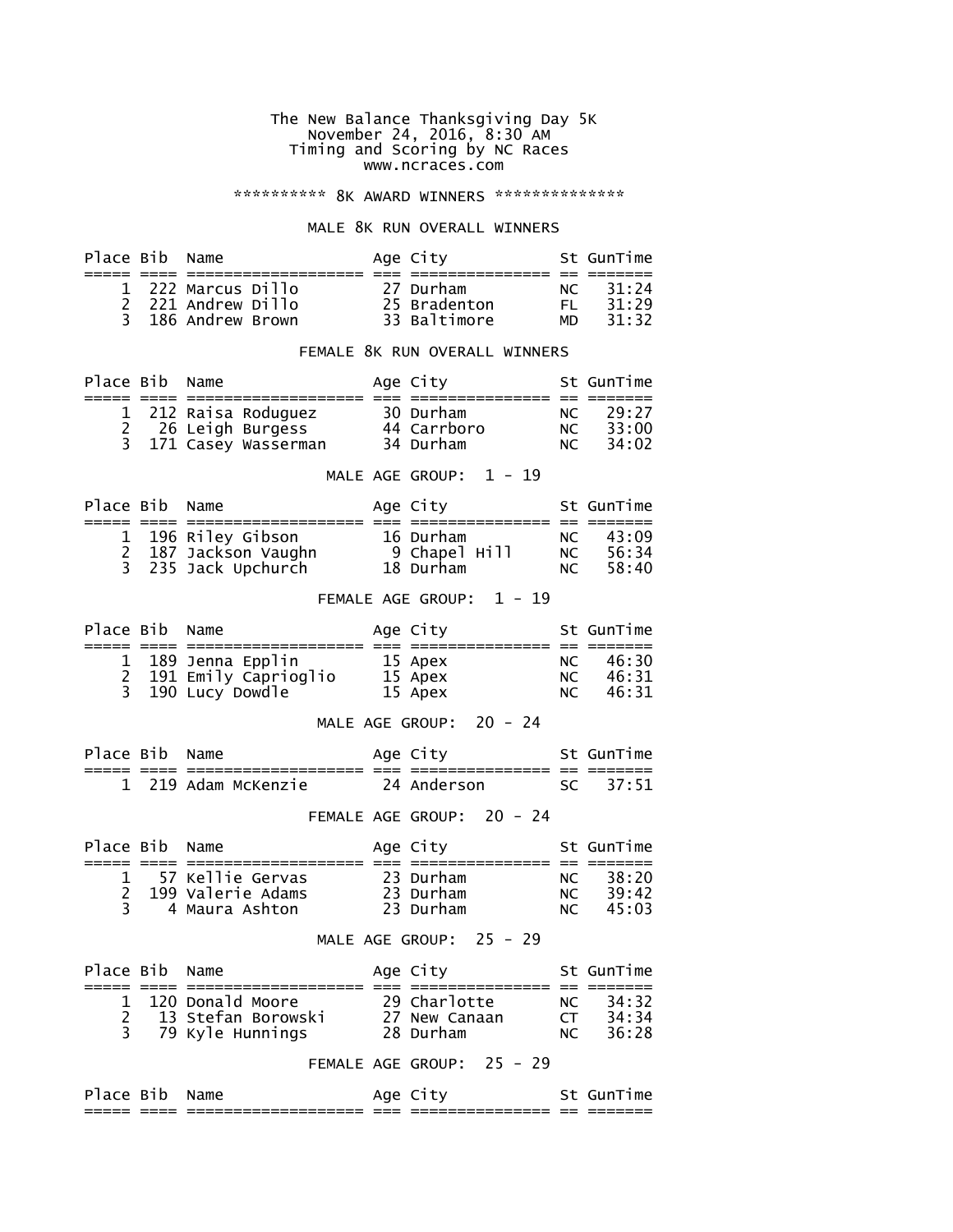The New Balance Thanksgiving Day 5K
November 24, 2016, 8:30 AM
Timing and Scoring by NC Races
www.ncraces.com

********** 8K AWARD WINNERS **************

## MALE 8K RUN OVERALL WINNERS

| Place | Bib | Name | Age | City | St | GunTime |
|---|---|---|---|---|---|---|
| 1 | 222 | Marcus Dillo | 27 | Durham | NC | 31:24 |
| 2 | 221 | Andrew Dillo | 25 | Bradenton | FL | 31:29 |
| 3 | 186 | Andrew Brown | 33 | Baltimore | MD | 31:32 |

## FEMALE 8K RUN OVERALL WINNERS

| Place | Bib | Name | Age | City | St | GunTime |
|---|---|---|---|---|---|---|
| 1 | 212 | Raisa Roduguez | 30 | Durham | NC | 29:27 |
| 2 | 26 | Leigh Burgess | 44 | Carrboro | NC | 33:00 |
| 3 | 171 | Casey Wasserman | 34 | Durham | NC | 34:02 |

## MALE AGE GROUP: 1 - 19

| Place | Bib | Name | Age | City | St | GunTime |
|---|---|---|---|---|---|---|
| 1 | 196 | Riley Gibson | 16 | Durham | NC | 43:09 |
| 2 | 187 | Jackson Vaughn | 9 | Chapel Hill | NC | 56:34 |
| 3 | 235 | Jack Upchurch | 18 | Durham | NC | 58:40 |

## FEMALE AGE GROUP: 1 - 19

| Place | Bib | Name | Age | City | St | GunTime |
|---|---|---|---|---|---|---|
| 1 | 189 | Jenna Epplin | 15 | Apex | NC | 46:30 |
| 2 | 191 | Emily Caprioglio | 15 | Apex | NC | 46:31 |
| 3 | 190 | Lucy Dowdle | 15 | Apex | NC | 46:31 |

## MALE AGE GROUP: 20 - 24

| Place | Bib | Name | Age | City | St | GunTime |
|---|---|---|---|---|---|---|
| 1 | 219 | Adam McKenzie | 24 | Anderson | SC | 37:51 |

## FEMALE AGE GROUP: 20 - 24

| Place | Bib | Name | Age | City | St | GunTime |
|---|---|---|---|---|---|---|
| 1 | 57 | Kellie Gervas | 23 | Durham | NC | 38:20 |
| 2 | 199 | Valerie Adams | 23 | Durham | NC | 39:42 |
| 3 | 4 | Maura Ashton | 23 | Durham | NC | 45:03 |

## MALE AGE GROUP: 25 - 29

| Place | Bib | Name | Age | City | St | GunTime |
|---|---|---|---|---|---|---|
| 1 | 120 | Donald Moore | 29 | Charlotte | NC | 34:32 |
| 2 | 13 | Stefan Borowski | 27 | New Canaan | CT | 34:34 |
| 3 | 79 | Kyle Hunnings | 28 | Durham | NC | 36:28 |

## FEMALE AGE GROUP: 25 - 29

| Place | Bib | Name | Age | City | St | GunTime |
|---|---|---|---|---|---|---|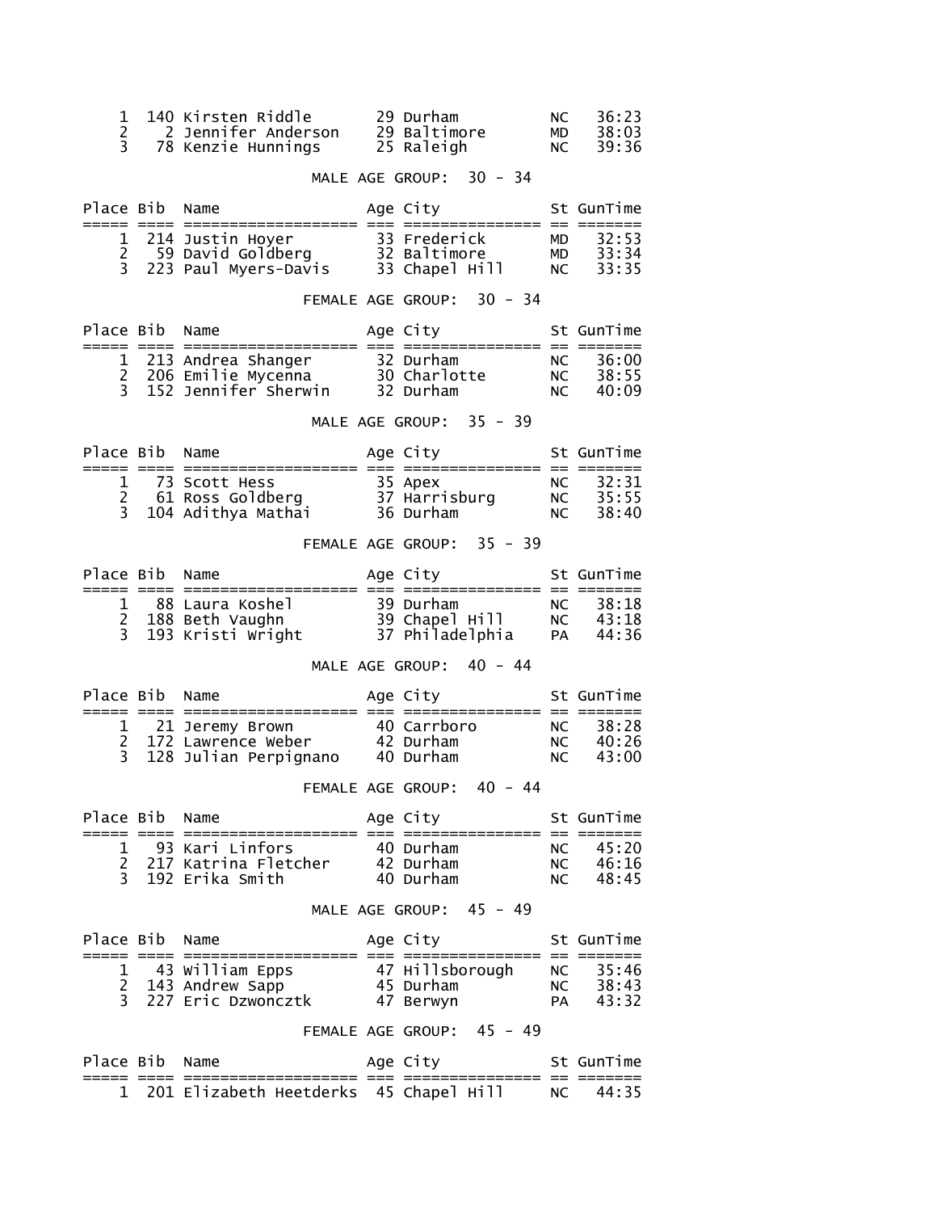| Place | Bib | Name | Age | City | St | GunTime |
|---|---|---|---|---|---|---|
| 1 | 140 | Kirsten Riddle | 29 | Durham | NC | 36:23 |
| 2 | 2 | Jennifer Anderson | 29 | Baltimore | MD | 38:03 |
| 3 | 78 | Kenzie Hunnings | 25 | Raleigh | NC | 39:36 |

## MALE AGE GROUP: 30 - 34

| Place | Bib | Name | Age | City | St | GunTime |
|---|---|---|---|---|---|---|
| 1 | 214 | Justin Hoyer | 33 | Frederick | MD | 32:53 |
| 2 | 59 | David Goldberg | 32 | Baltimore | MD | 33:34 |
| 3 | 223 | Paul Myers-Davis | 33 | Chapel Hill | NC | 33:35 |

## FEMALE AGE GROUP: 30 - 34

| Place | Bib | Name | Age | City | St | GunTime |
|---|---|---|---|---|---|---|
| 1 | 213 | Andrea Shanger | 32 | Durham | NC | 36:00 |
| 2 | 206 | Emilie Mycenna | 30 | Charlotte | NC | 38:55 |
| 3 | 152 | Jennifer Sherwin | 32 | Durham | NC | 40:09 |

## MALE AGE GROUP: 35 - 39

| Place | Bib | Name | Age | City | St | GunTime |
|---|---|---|---|---|---|---|
| 1 | 73 | Scott Hess | 35 | Apex | NC | 32:31 |
| 2 | 61 | Ross Goldberg | 37 | Harrisburg | NC | 35:55 |
| 3 | 104 | Adithya Mathai | 36 | Durham | NC | 38:40 |

## FEMALE AGE GROUP: 35 - 39

| Place | Bib | Name | Age | City | St | GunTime |
|---|---|---|---|---|---|---|
| 1 | 88 | Laura Koshel | 39 | Durham | NC | 38:18 |
| 2 | 188 | Beth Vaughn | 39 | Chapel Hill | NC | 43:18 |
| 3 | 193 | Kristi Wright | 37 | Philadelphia | PA | 44:36 |

## MALE AGE GROUP: 40 - 44

| Place | Bib | Name | Age | City | St | GunTime |
|---|---|---|---|---|---|---|
| 1 | 21 | Jeremy Brown | 40 | Carrboro | NC | 38:28 |
| 2 | 172 | Lawrence Weber | 42 | Durham | NC | 40:26 |
| 3 | 128 | Julian Perpignano | 40 | Durham | NC | 43:00 |

## FEMALE AGE GROUP: 40 - 44

| Place | Bib | Name | Age | City | St | GunTime |
|---|---|---|---|---|---|---|
| 1 | 93 | Kari Linfors | 40 | Durham | NC | 45:20 |
| 2 | 217 | Katrina Fletcher | 42 | Durham | NC | 46:16 |
| 3 | 192 | Erika Smith | 40 | Durham | NC | 48:45 |

## MALE AGE GROUP: 45 - 49

| Place | Bib | Name | Age | City | St | GunTime |
|---|---|---|---|---|---|---|
| 1 | 43 | William Epps | 47 | Hillsborough | NC | 35:46 |
| 2 | 143 | Andrew Sapp | 45 | Durham | NC | 38:43 |
| 3 | 227 | Eric Dzwoncztk | 47 | Berwyn | PA | 43:32 |

## FEMALE AGE GROUP: 45 - 49

| Place | Bib | Name | Age | City | St | GunTime |
|---|---|---|---|---|---|---|
| 1 | 201 | Elizabeth Heetderks | 45 | Chapel Hill | NC | 44:35 |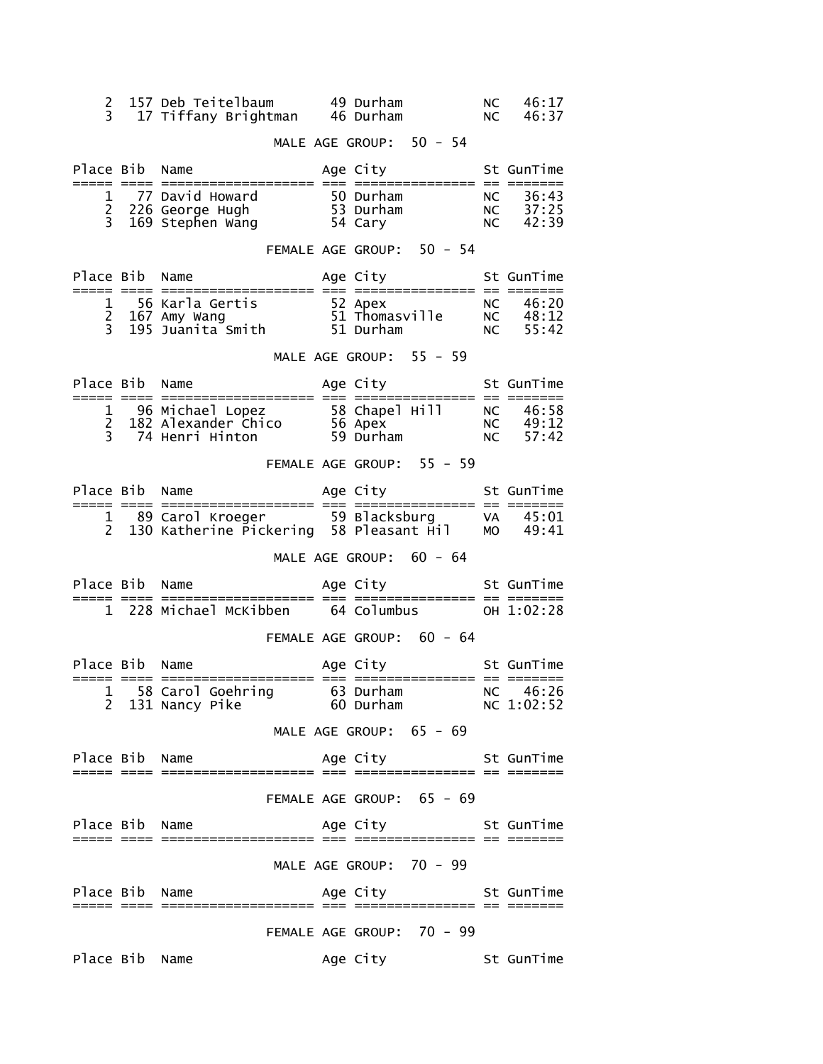| Place | Bib | Name | Age | City | St | GunTime |
|---|---|---|---|---|---|---|
| 2 | 157 | Deb Teitelbaum | 49 | Durham | NC | 46:17 |
| 3 | 17 | Tiffany Brightman | 46 | Durham | NC | 46:37 |

MALE AGE GROUP: 50 - 54

| Place | Bib | Name | Age | City | St | GunTime |
|---|---|---|---|---|---|---|
| 1 | 77 | David Howard | 50 | Durham | NC | 36:43 |
| 2 | 226 | George Hugh | 53 | Durham | NC | 37:25 |
| 3 | 169 | Stephen Wang | 54 | Cary | NC | 42:39 |

FEMALE AGE GROUP: 50 - 54

| Place | Bib | Name | Age | City | St | GunTime |
|---|---|---|---|---|---|---|
| 1 | 56 | Karla Gertis | 52 | Apex | NC | 46:20 |
| 2 | 167 | Amy Wang | 51 | Thomasville | NC | 48:12 |
| 3 | 195 | Juanita Smith | 51 | Durham | NC | 55:42 |

MALE AGE GROUP: 55 - 59

| Place | Bib | Name | Age | City | St | GunTime |
|---|---|---|---|---|---|---|
| 1 | 96 | Michael Lopez | 58 | Chapel Hill | NC | 46:58 |
| 2 | 182 | Alexander Chico | 56 | Apex | NC | 49:12 |
| 3 | 74 | Henri Hinton | 59 | Durham | NC | 57:42 |

FEMALE AGE GROUP: 55 - 59

| Place | Bib | Name | Age | City | St | GunTime |
|---|---|---|---|---|---|---|
| 1 | 89 | Carol Kroeger | 59 | Blacksburg | VA | 45:01 |
| 2 | 130 | Katherine Pickering | 58 | Pleasant Hil | MO | 49:41 |

MALE AGE GROUP: 60 - 64

| Place | Bib | Name | Age | City | St | GunTime |
|---|---|---|---|---|---|---|
| 1 | 228 | Michael McKibben | 64 | Columbus | OH | 1:02:28 |

FEMALE AGE GROUP: 60 - 64

| Place | Bib | Name | Age | City | St | GunTime |
|---|---|---|---|---|---|---|
| 1 | 58 | Carol Goehring | 63 | Durham | NC | 46:26 |
| 2 | 131 | Nancy Pike | 60 | Durham | NC | 1:02:52 |

MALE AGE GROUP: 65 - 69

| Place | Bib | Name | Age | City | St | GunTime |
|---|---|---|---|---|---|---|

FEMALE AGE GROUP: 65 - 69

| Place | Bib | Name | Age | City | St | GunTime |
|---|---|---|---|---|---|---|

MALE AGE GROUP: 70 - 99

| Place | Bib | Name | Age | City | St | GunTime |
|---|---|---|---|---|---|---|

FEMALE AGE GROUP: 70 - 99

| Place | Bib | Name | Age | City | St | GunTime |
|---|---|---|---|---|---|---|